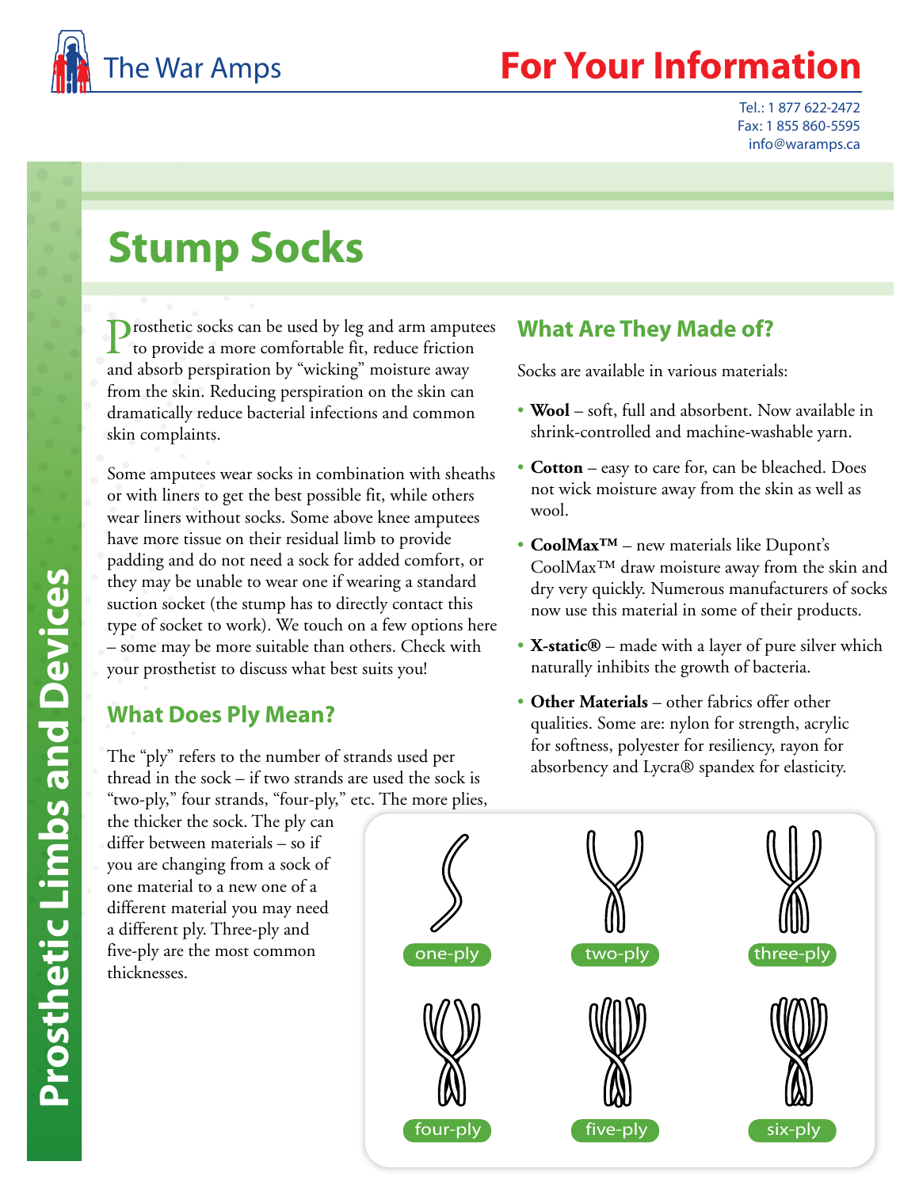The War Amps

# For Your Information

Tel.: 1 877 622-2472
Fax: 1 855 860-5595
info@waramps.ca

Prosthetic Limbs and Devices

# Stump Socks

Prosthetic socks can be used by leg and arm amputees to provide a more comfortable fit, reduce friction and absorb perspiration by "wicking" moisture away from the skin. Reducing perspiration on the skin can dramatically reduce bacterial infections and common skin complaints.

Some amputees wear socks in combination with sheaths or with liners to get the best possible fit, while others wear liners without socks. Some above knee amputees have more tissue on their residual limb to provide padding and do not need a sock for added comfort, or they may be unable to wear one if wearing a standard suction socket (the stump has to directly contact this type of socket to work). We touch on a few options here – some may be more suitable than others. Check with your prosthetist to discuss what best suits you!

## What Does Ply Mean?

The "ply" refers to the number of strands used per thread in the sock – if two strands are used the sock is "two-ply," four strands, "four-ply," etc. The more plies, the thicker the sock. The ply can differ between materials – so if you are changing from a sock of one material to a new one of a different material you may need a different ply. Three-ply and five-ply are the most common thicknesses.

## What Are They Made of?

Socks are available in various materials:

- **Wool** – soft, full and absorbent. Now available in shrink-controlled and machine-washable yarn.
- **Cotton** – easy to care for, can be bleached. Does not wick moisture away from the skin as well as wool.
- **CoolMax™** – new materials like Dupont's CoolMax™ draw moisture away from the skin and dry very quickly. Numerous manufacturers of socks now use this material in some of their products.
- **X-static®** – made with a layer of pure silver which naturally inhibits the growth of bacteria.
- **Other Materials** – other fabrics offer other qualities. Some are: nylon for strength, acrylic for softness, polyester for resiliency, rayon for absorbency and Lycra® spandex for elasticity.

one-ply, two-ply, three-ply, four-ply, five-ply, six-ply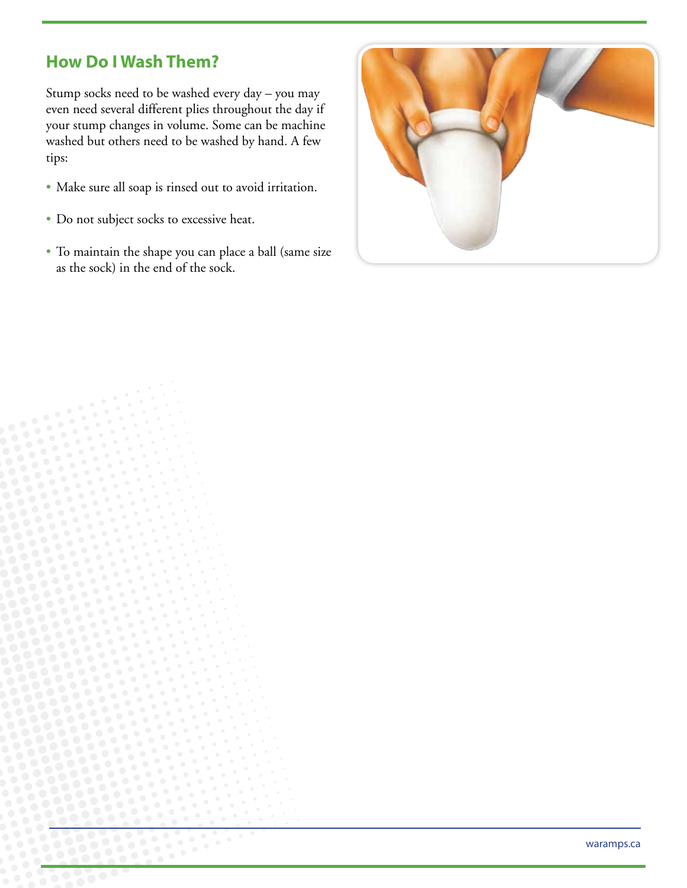## How Do I Wash Them?

Stump socks need to be washed every day – you may even need several different plies throughout the day if your stump changes in volume. Some can be machine washed but others need to be washed by hand. A few tips:

- Make sure all soap is rinsed out to avoid irritation.
- Do not subject socks to excessive heat.
- To maintain the shape you can place a ball (same size as the sock) in the end of the sock.